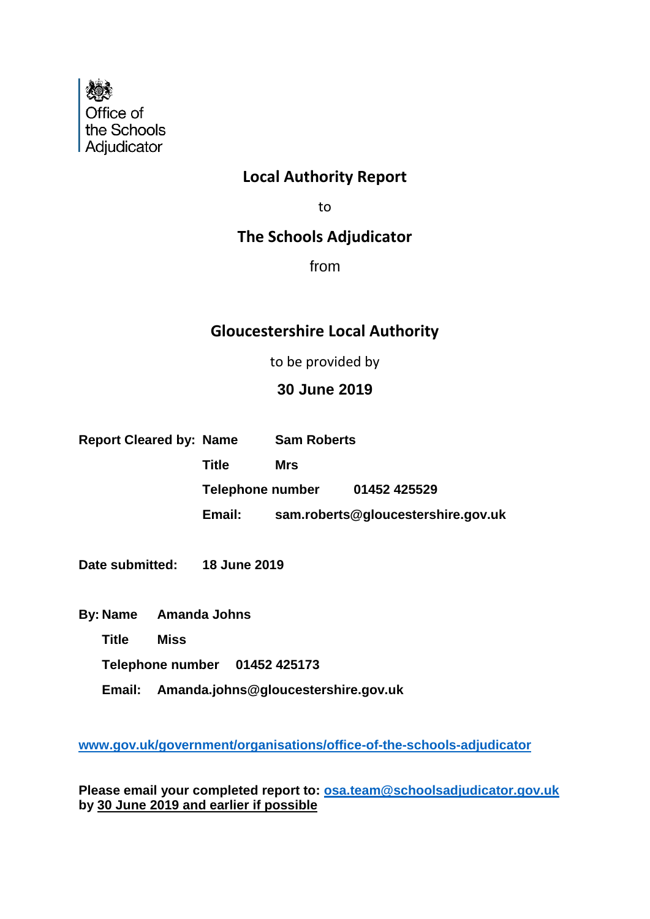Office of the Schools Adjudicator

# Local Authority Report

to

# The Schools Adjudicator

from

# Gloucestershire Local Authority

to be provided by

**30 June 2019**

**Report Cleared by:** **Name** **Sam Roberts**

**Title** **Mrs**

**Telephone number** **01452 425529**

**Email:** **sam.roberts@gloucestershire.gov.uk**

**Date submitted:** **18 June 2019**

**By: Name** **Amanda Johns**

**Title** **Miss**

**Telephone number** **01452 425173**

**Email:** **Amanda.johns@gloucestershire.gov.uk**

[www.gov.uk/government/organisations/office-of-the-schools-adjudicator](http://www.gov.uk/government/organisations/office-of-the-schools-adjudicator)

**Please email your completed report to: [osa.team@schoolsadjudicator.gov.uk](mailto:osa.team@schoolsadjudicator.gov.uk)**
**by 30 June 2019 and earlier if possible**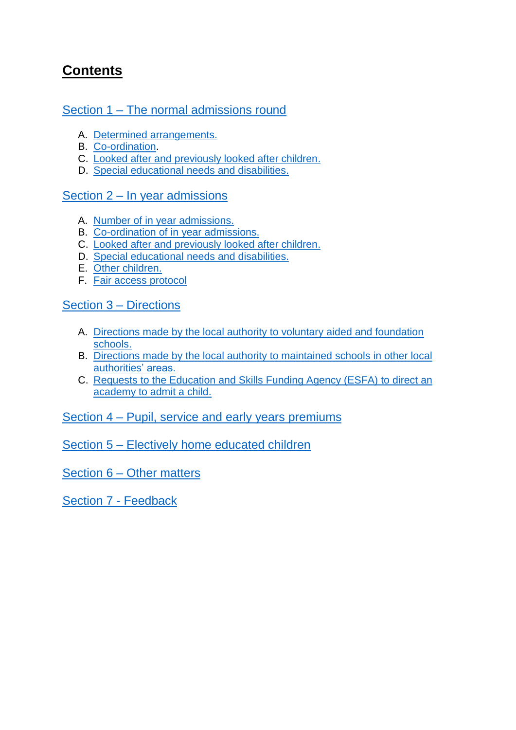# Contents

Section 1 – The normal admissions round

A. Determined arrangements.
B. Co-ordination.
C. Looked after and previously looked after children.
D. Special educational needs and disabilities.

Section 2 – In year admissions

A. Number of in year admissions.
B. Co-ordination of in year admissions.
C. Looked after and previously looked after children.
D. Special educational needs and disabilities.
E. Other children.
F. Fair access protocol

Section 3 – Directions

A. Directions made by the local authority to voluntary aided and foundation schools.
B. Directions made by the local authority to maintained schools in other local authorities' areas.
C. Requests to the Education and Skills Funding Agency (ESFA) to direct an academy to admit a child.

Section 4 – Pupil, service and early years premiums

Section 5 – Electively home educated children

Section 6 – Other matters

Section 7 - Feedback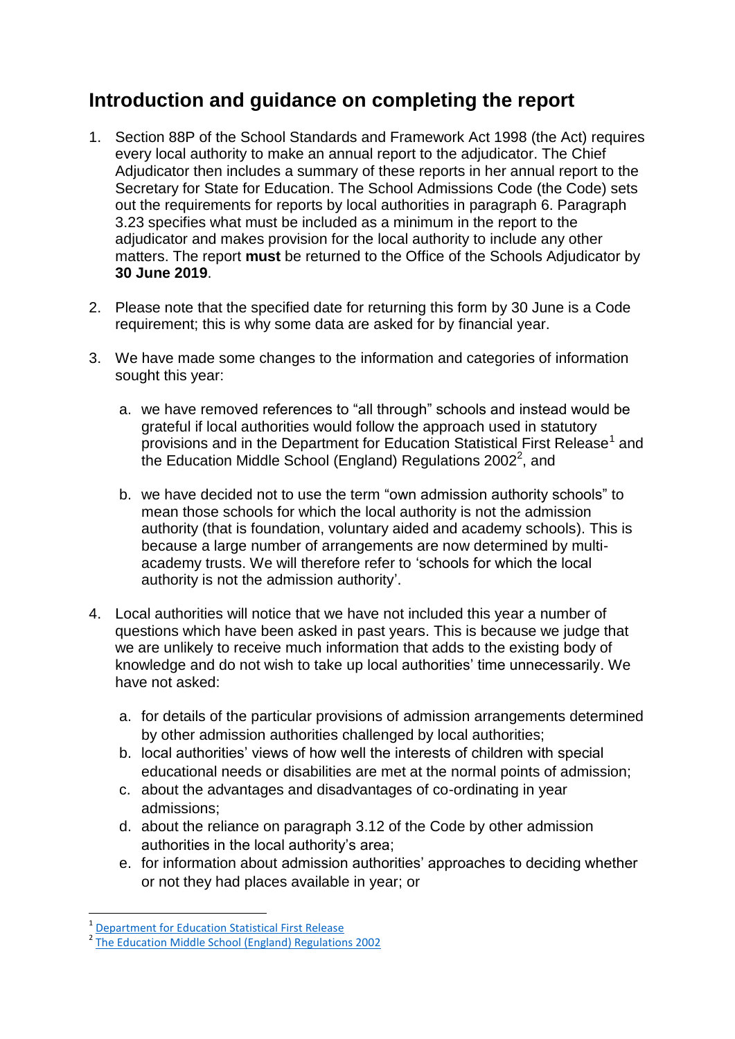## Introduction and guidance on completing the report

1. Section 88P of the School Standards and Framework Act 1998 (the Act) requires every local authority to make an annual report to the adjudicator. The Chief Adjudicator then includes a summary of these reports in her annual report to the Secretary for State for Education. The School Admissions Code (the Code) sets out the requirements for reports by local authorities in paragraph 6. Paragraph 3.23 specifies what must be included as a minimum in the report to the adjudicator and makes provision for the local authority to include any other matters. The report **must** be returned to the Office of the Schools Adjudicator by **30 June 2019**.

2. Please note that the specified date for returning this form by 30 June is a Code requirement; this is why some data are asked for by financial year.

3. We have made some changes to the information and categories of information sought this year:

    a. we have removed references to "all through" schools and instead would be grateful if local authorities would follow the approach used in statutory provisions and in the Department for Education Statistical First Release[1] and the Education Middle School (England) Regulations 2002[2], and

    b. we have decided not to use the term "own admission authority schools" to mean those schools for which the local authority is not the admission authority (that is foundation, voluntary aided and academy schools). This is because a large number of arrangements are now determined by multi-academy trusts. We will therefore refer to 'schools for which the local authority is not the admission authority'.

4. Local authorities will notice that we have not included this year a number of questions which have been asked in past years. This is because we judge that we are unlikely to receive much information that adds to the existing body of knowledge and do not wish to take up local authorities' time unnecessarily. We have not asked:

    a. for details of the particular provisions of admission arrangements determined by other admission authorities challenged by local authorities;
    b. local authorities' views of how well the interests of children with special educational needs or disabilities are met at the normal points of admission;
    c. about the advantages and disadvantages of co-ordinating in year admissions;
    d. about the reliance on paragraph 3.12 of the Code by other admission authorities in the local authority's area;
    e. for information about admission authorities' approaches to deciding whether or not they had places available in year; or

---

[1] Department for Education Statistical First Release

[2] The Education Middle School (England) Regulations 2002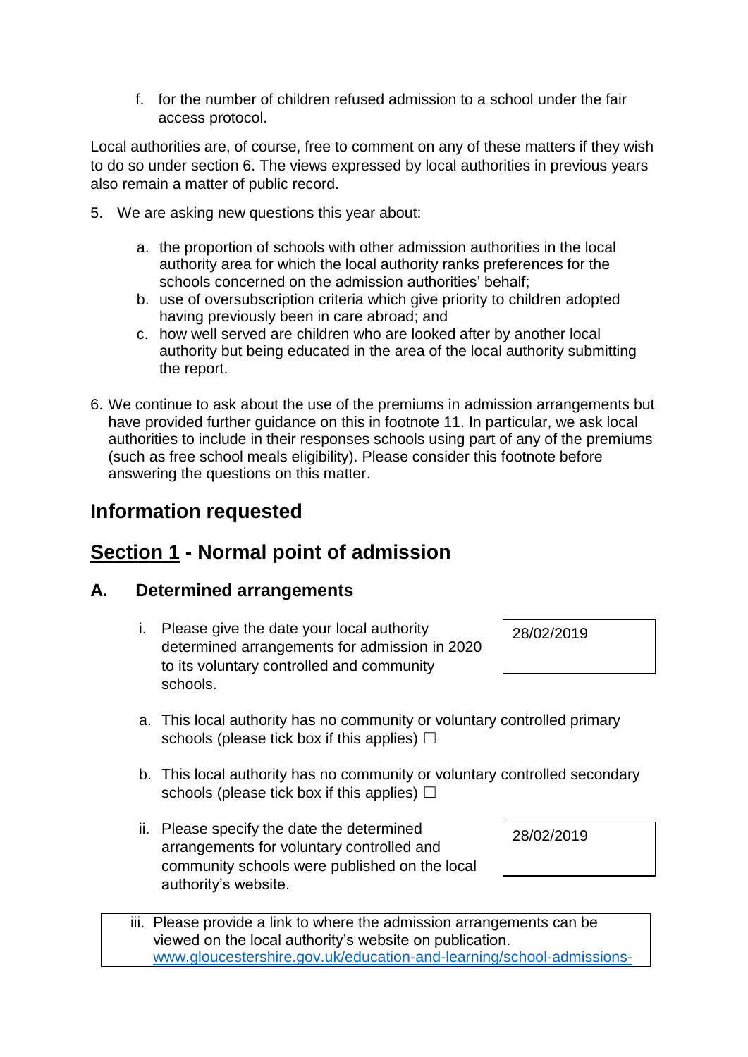f. for the number of children refused admission to a school under the fair access protocol.

Local authorities are, of course, free to comment on any of these matters if they wish to do so under section 6. The views expressed by local authorities in previous years also remain a matter of public record.

5. We are asking new questions this year about:

   a. the proportion of schools with other admission authorities in the local authority area for which the local authority ranks preferences for the schools concerned on the admission authorities' behalf;
   b. use of oversubscription criteria which give priority to children adopted having previously been in care abroad; and
   c. how well served are children who are looked after by another local authority but being educated in the area of the local authority submitting the report.

6. We continue to ask about the use of the premiums in admission arrangements but have provided further guidance on this in footnote 11. In particular, we ask local authorities to include in their responses schools using part of any of the premiums (such as free school meals eligibility). Please consider this footnote before answering the questions on this matter.

# Information requested

## Section 1 - Normal point of admission

### A. Determined arrangements

i. Please give the date your local authority determined arrangements for admission in 2020 to its voluntary controlled and community schools.

| 28/02/2019 |
|---|

a. This local authority has no community or voluntary controlled primary schools (please tick box if this applies) ☐

b. This local authority has no community or voluntary controlled secondary schools (please tick box if this applies) ☐

ii. Please specify the date the determined arrangements for voluntary controlled and community schools were published on the local authority's website.

| 28/02/2019 |
|---|

iii. Please provide a link to where the admission arrangements can be viewed on the local authority's website on publication.
www.gloucestershire.gov.uk/education-and-learning/school-admissions-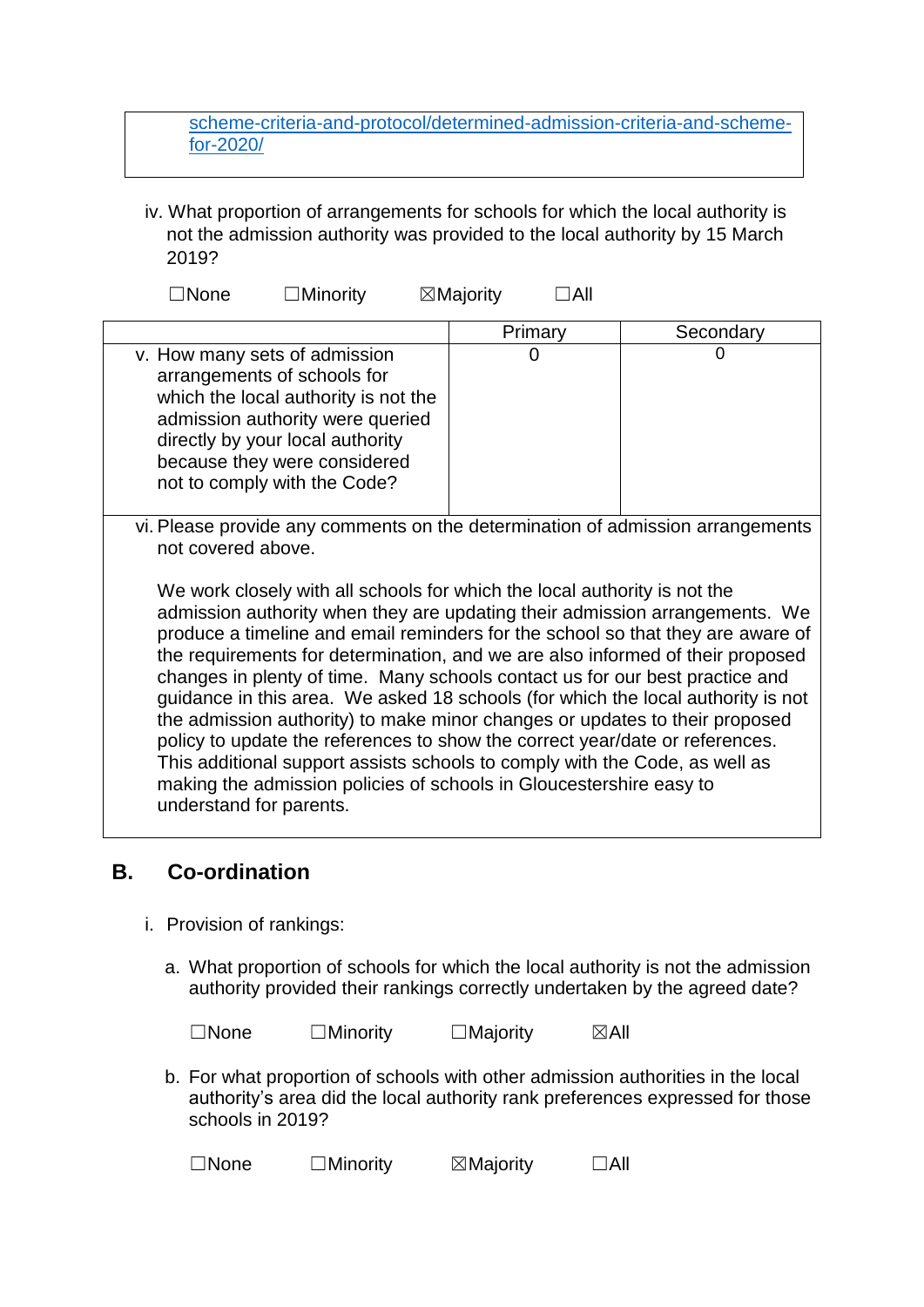[scheme-criteria-and-protocol/determined-admission-criteria-and-scheme-for-2020/](scheme-criteria-and-protocol/determined-admission-criteria-and-scheme-for-2020/)

iv. What proportion of arrangements for schools for which the local authority is not the admission authority was provided to the local authority by 15 March 2019?

☐None ☐Minority ☒Majority ☐All

| | Primary | Secondary |
|---|---|---|
| v. How many sets of admission arrangements of schools for which the local authority is not the admission authority were queried directly by your local authority because they were considered not to comply with the Code? | 0 | 0 |

vi. Please provide any comments on the determination of admission arrangements not covered above.

We work closely with all schools for which the local authority is not the admission authority when they are updating their admission arrangements. We produce a timeline and email reminders for the school so that they are aware of the requirements for determination, and we are also informed of their proposed changes in plenty of time. Many schools contact us for our best practice and guidance in this area. We asked 18 schools (for which the local authority is not the admission authority) to make minor changes or updates to their proposed policy to update the references to show the correct year/date or references. This additional support assists schools to comply with the Code, as well as making the admission policies of schools in Gloucestershire easy to understand for parents.

## B. Co-ordination

i. Provision of rankings:

a. What proportion of schools for which the local authority is not the admission authority provided their rankings correctly undertaken by the agreed date?

☐None ☐Minority ☐Majority ☒All

b. For what proportion of schools with other admission authorities in the local authority's area did the local authority rank preferences expressed for those schools in 2019?

☐None ☐Minority ☒Majority ☐All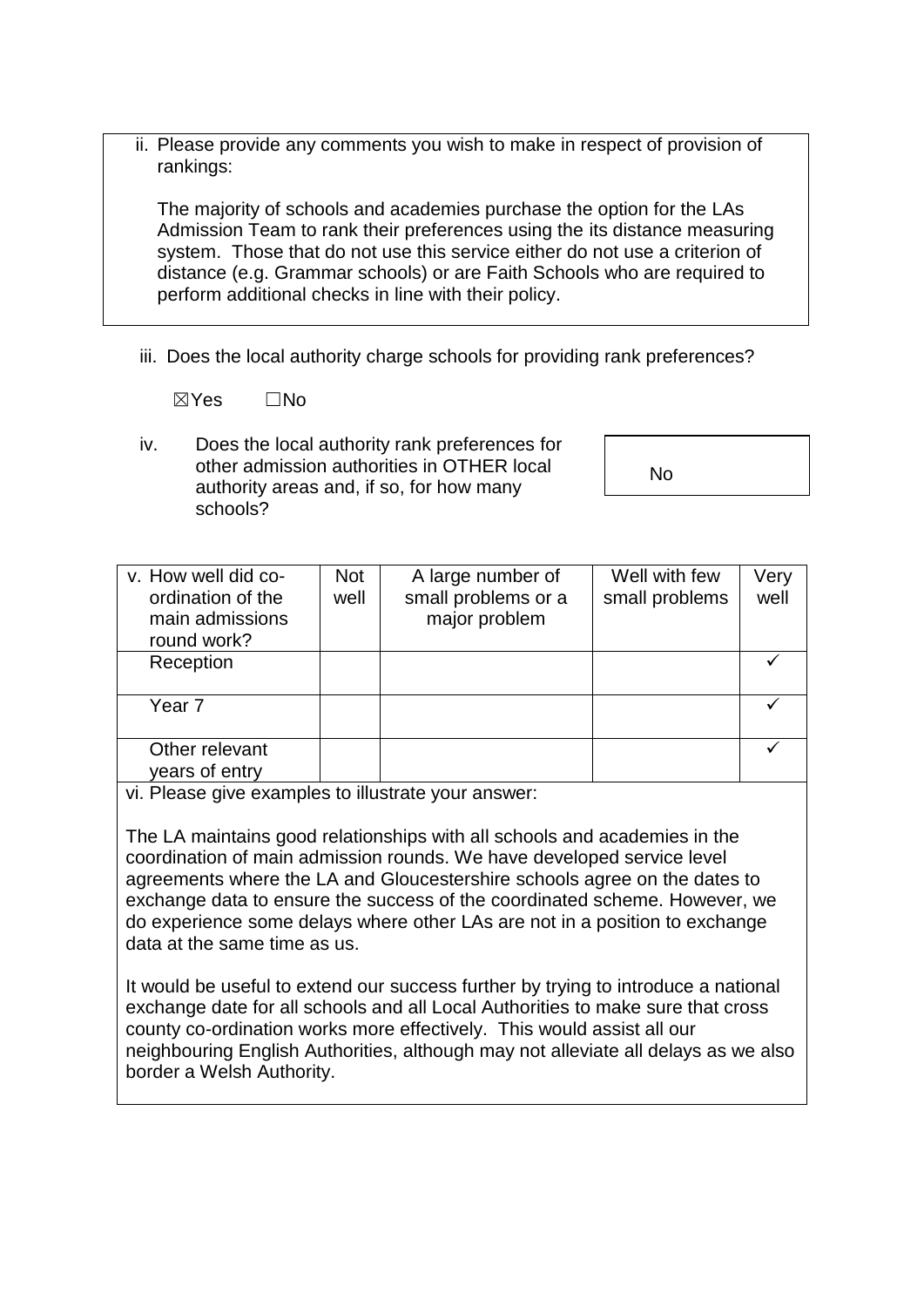ii. Please provide any comments you wish to make in respect of provision of rankings:

The majority of schools and academies purchase the option for the LAs Admission Team to rank their preferences using the its distance measuring system. Those that do not use this service either do not use a criterion of distance (e.g. Grammar schools) or are Faith Schools who are required to perform additional checks in line with their policy.

iii. Does the local authority charge schools for providing rank preferences?

☒Yes ☐No

iv. Does the local authority rank preferences for other admission authorities in OTHER local authority areas and, if so, for how many schools?

No

| v. How well did co-ordination of the main admissions round work? | Not well | A large number of small problems or a major problem | Well with few small problems | Very well |
|---|---|---|---|---|
| Reception | | | | ✓ |
| Year 7 | | | | ✓ |
| Other relevant years of entry | | | | ✓ |

vi. Please give examples to illustrate your answer:

The LA maintains good relationships with all schools and academies in the coordination of main admission rounds. We have developed service level agreements where the LA and Gloucestershire schools agree on the dates to exchange data to ensure the success of the coordinated scheme. However, we do experience some delays where other LAs are not in a position to exchange data at the same time as us.

It would be useful to extend our success further by trying to introduce a national exchange date for all schools and all Local Authorities to make sure that cross county co-ordination works more effectively. This would assist all our neighbouring English Authorities, although may not alleviate all delays as we also border a Welsh Authority.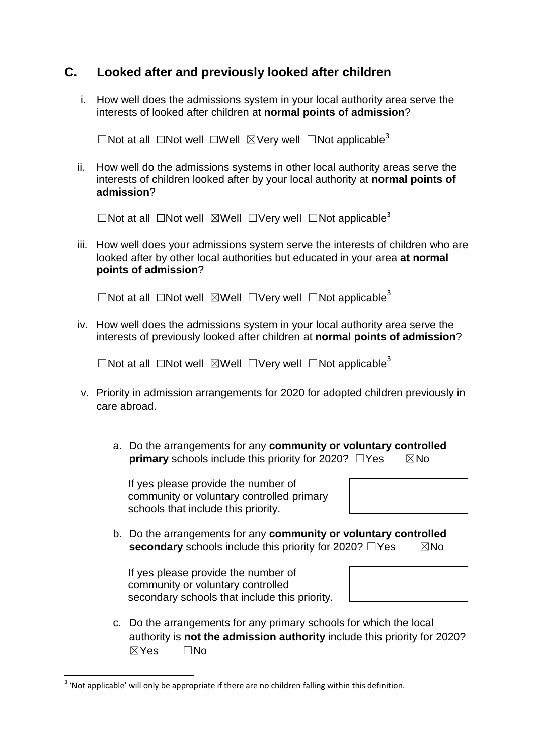## C. Looked after and previously looked after children

i. How well does the admissions system in your local authority area serve the interests of looked after children at **normal points of admission**?

☐Not at all ☐Not well ☐Well ☒Very well ☐Not applicable[3]

ii. How well do the admissions systems in other local authority areas serve the interests of children looked after by your local authority at **normal points of admission**?

☐Not at all ☐Not well ☒Well ☐Very well ☐Not applicable[3]

iii. How well does your admissions system serve the interests of children who are looked after by other local authorities but educated in your area **at normal points of admission**?

☐Not at all ☐Not well ☒Well ☐Very well ☐Not applicable[3]

iv. How well does the admissions system in your local authority area serve the interests of previously looked after children at **normal points of admission**?

☐Not at all ☐Not well ☒Well ☐Very well ☐Not applicable[3]

v. Priority in admission arrangements for 2020 for adopted children previously in care abroad.

a. Do the arrangements for any **community or voluntary controlled primary** schools include this priority for 2020? ☐Yes ☒No

If yes please provide the number of community or voluntary controlled primary schools that include this priority.

| |
|---|
| |

b. Do the arrangements for any **community or voluntary controlled secondary** schools include this priority for 2020? ☐Yes ☒No

If yes please provide the number of community or voluntary controlled secondary schools that include this priority.

| |
|---|
| |

c. Do the arrangements for any primary schools for which the local authority is **not the admission authority** include this priority for 2020?
☒Yes ☐No

[3] 'Not applicable' will only be appropriate if there are no children falling within this definition.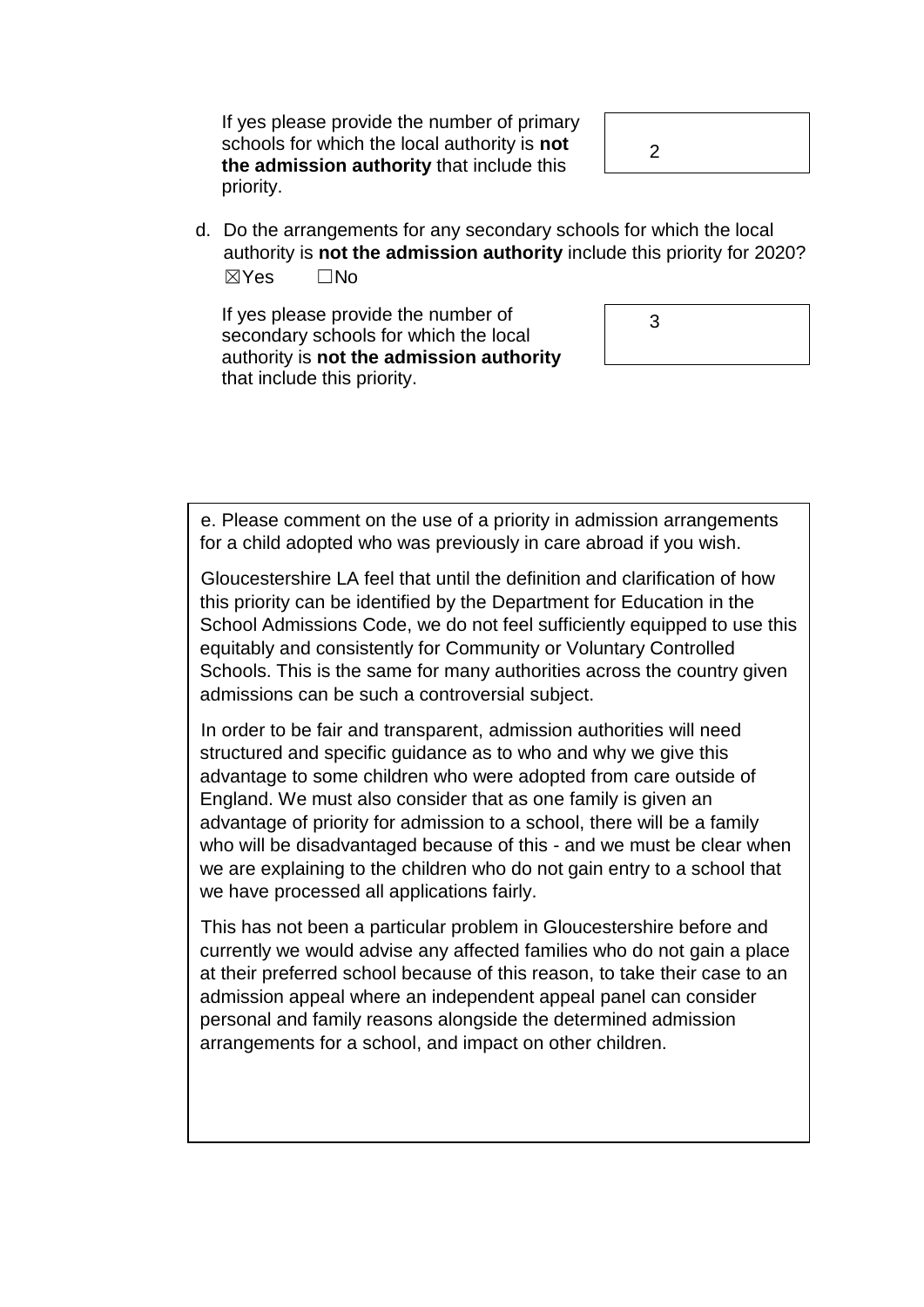If yes please provide the number of primary schools for which the local authority is **not the admission authority** that include this priority.

2

d. Do the arrangements for any secondary schools for which the local authority is **not the admission authority** include this priority for 2020?
☒Yes ☐No

If yes please provide the number of secondary schools for which the local authority is **not the admission authority** that include this priority.

3

e. Please comment on the use of a priority in admission arrangements for a child adopted who was previously in care abroad if you wish.

Gloucestershire LA feel that until the definition and clarification of how this priority can be identified by the Department for Education in the School Admissions Code, we do not feel sufficiently equipped to use this equitably and consistently for Community or Voluntary Controlled Schools. This is the same for many authorities across the country given admissions can be such a controversial subject.

In order to be fair and transparent, admission authorities will need structured and specific guidance as to who and why we give this advantage to some children who were adopted from care outside of England. We must also consider that as one family is given an advantage of priority for admission to a school, there will be a family who will be disadvantaged because of this - and we must be clear when we are explaining to the children who do not gain entry to a school that we have processed all applications fairly.

This has not been a particular problem in Gloucestershire before and currently we would advise any affected families who do not gain a place at their preferred school because of this reason, to take their case to an admission appeal where an independent appeal panel can consider personal and family reasons alongside the determined admission arrangements for a school, and impact on other children.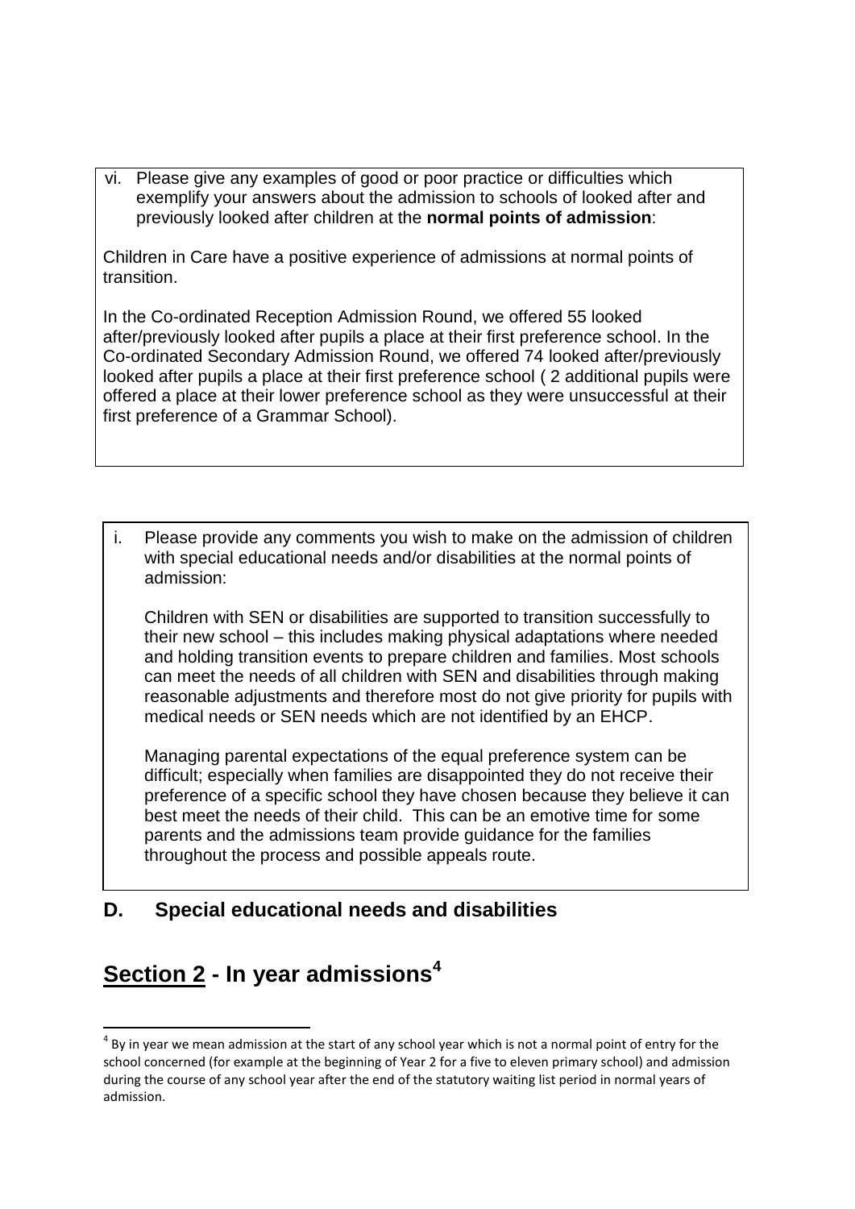vi. Please give any examples of good or poor practice or difficulties which exemplify your answers about the admission to schools of looked after and previously looked after children at the **normal points of admission**:

Children in Care have a positive experience of admissions at normal points of transition.

In the Co-ordinated Reception Admission Round, we offered 55 looked after/previously looked after pupils a place at their first preference school. In the Co-ordinated Secondary Admission Round, we offered 74 looked after/previously looked after pupils a place at their first preference school ( 2 additional pupils were offered a place at their lower preference school as they were unsuccessful at their first preference of a Grammar School).

i. Please provide any comments you wish to make on the admission of children with special educational needs and/or disabilities at the normal points of admission:

Children with SEN or disabilities are supported to transition successfully to their new school – this includes making physical adaptations where needed and holding transition events to prepare children and families. Most schools can meet the needs of all children with SEN and disabilities through making reasonable adjustments and therefore most do not give priority for pupils with medical needs or SEN needs which are not identified by an EHCP.

Managing parental expectations of the equal preference system can be difficult; especially when families are disappointed they do not receive their preference of a specific school they have chosen because they believe it can best meet the needs of their child. This can be an emotive time for some parents and the admissions team provide guidance for the families throughout the process and possible appeals route.

### D. Special educational needs and disabilities

## Section 2 - In year admissions[4]

[4] By in year we mean admission at the start of any school year which is not a normal point of entry for the school concerned (for example at the beginning of Year 2 for a five to eleven primary school) and admission during the course of any school year after the end of the statutory waiting list period in normal years of admission.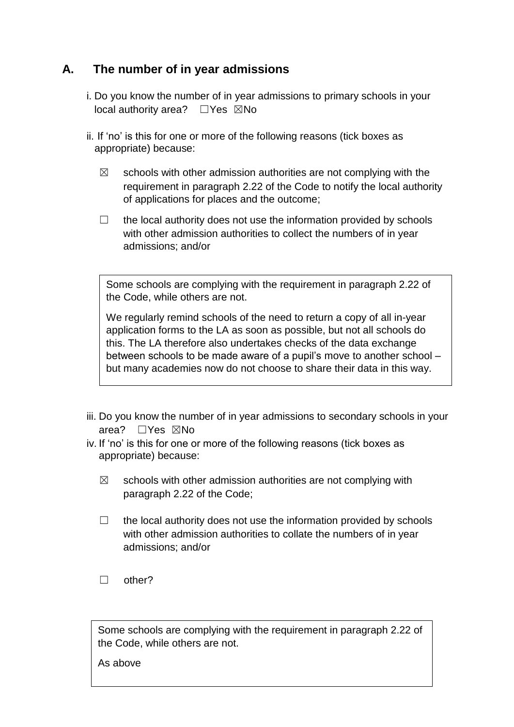## A. The number of in year admissions

i. Do you know the number of in year admissions to primary schools in your local authority area? ☐Yes ☒No

ii. If 'no' is this for one or more of the following reasons (tick boxes as appropriate) because:

☒ schools with other admission authorities are not complying with the requirement in paragraph 2.22 of the Code to notify the local authority of applications for places and the outcome;

☐ the local authority does not use the information provided by schools with other admission authorities to collect the numbers of in year admissions; and/or

> Some schools are complying with the requirement in paragraph 2.22 of the Code, while others are not.
>
> We regularly remind schools of the need to return a copy of all in-year application forms to the LA as soon as possible, but not all schools do this. The LA therefore also undertakes checks of the data exchange between schools to be made aware of a pupil's move to another school – but many academies now do not choose to share their data in this way.

iii. Do you know the number of in year admissions to secondary schools in your area? ☐Yes ☒No

iv. If 'no' is this for one or more of the following reasons (tick boxes as appropriate) because:

☒ schools with other admission authorities are not complying with paragraph 2.22 of the Code;

☐ the local authority does not use the information provided by schools with other admission authorities to collate the numbers of in year admissions; and/or

☐ other?

> Some schools are complying with the requirement in paragraph 2.22 of the Code, while others are not.
>
> As above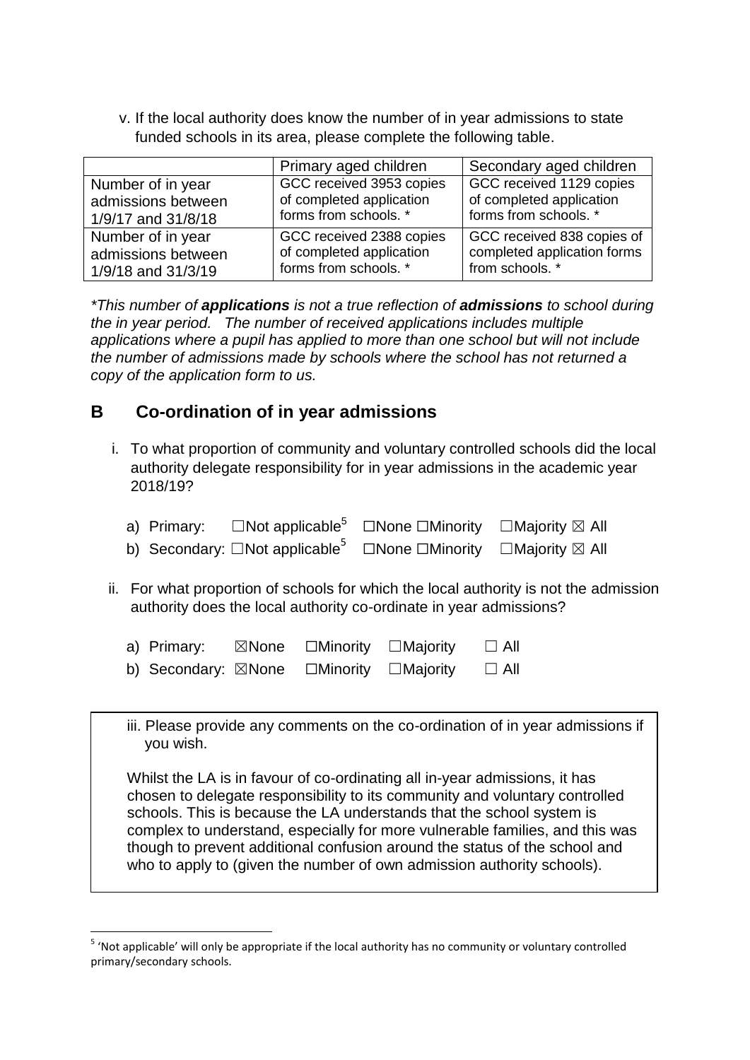v. If the local authority does know the number of in year admissions to state funded schools in its area, please complete the following table.

| | Primary aged children | Secondary aged children |
|---|---|---|
| Number of in year admissions between 1/9/17 and 31/8/18 | GCC received 3953 copies of completed application forms from schools. * | GCC received 1129 copies of completed application forms from schools. * |
| Number of in year admissions between 1/9/18 and 31/3/19 | GCC received 2388 copies of completed application forms from schools. * | GCC received 838 copies of completed application forms from schools. * |

*\*This number of **applications** is not a true reflection of **admissions** to school during the in year period. The number of received applications includes multiple applications where a pupil has applied to more than one school but will not include the number of admissions made by schools where the school has not returned a copy of the application form to us.*

## B Co-ordination of in year admissions

i. To what proportion of community and voluntary controlled schools did the local authority delegate responsibility for in year admissions in the academic year 2018/19?

a) Primary: ☐Not applicable[5] ☐None ☐Minority ☐Majority ☒ All

b) Secondary: ☐Not applicable[5] ☐None ☐Minority ☐Majority ☒ All

ii. For what proportion of schools for which the local authority is not the admission authority does the local authority co-ordinate in year admissions?

a) Primary: ☒None ☐Minority ☐Majority ☐ All

b) Secondary: ☒None ☐Minority ☐Majority ☐ All

iii. Please provide any comments on the co-ordination of in year admissions if you wish.

Whilst the LA is in favour of co-ordinating all in-year admissions, it has chosen to delegate responsibility to its community and voluntary controlled schools. This is because the LA understands that the school system is complex to understand, especially for more vulnerable families, and this was though to prevent additional confusion around the status of the school and who to apply to (given the number of own admission authority schools).

[5] 'Not applicable' will only be appropriate if the local authority has no community or voluntary controlled primary/secondary schools.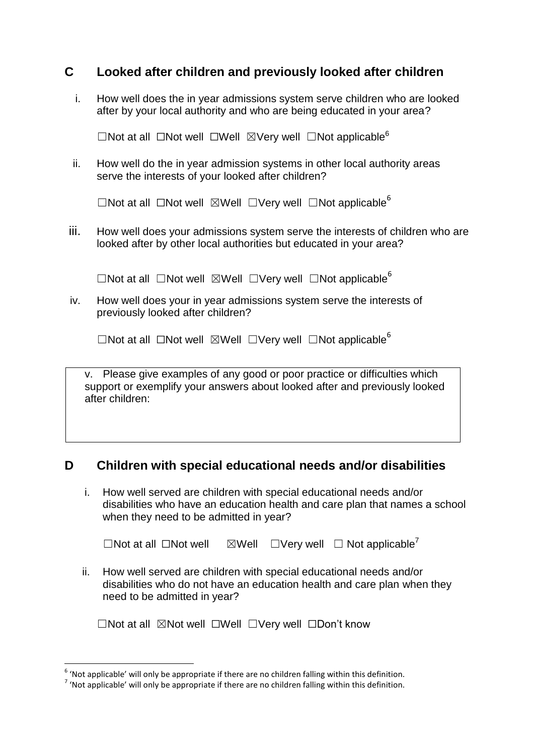## C Looked after children and previously looked after children

i. How well does the in year admissions system serve children who are looked after by your local authority and who are being educated in your area?

☐Not at all ☐Not well ☐Well ☒Very well ☐Not applicable[6]

ii. How well do the in year admission systems in other local authority areas serve the interests of your looked after children?

☐Not at all ☐Not well ☒Well ☐Very well ☐Not applicable[6]

iii. How well does your admissions system serve the interests of children who are looked after by other local authorities but educated in your area?

☐Not at all ☐Not well ☒Well ☐Very well ☐Not applicable[6]

iv. How well does your in year admissions system serve the interests of previously looked after children?

☐Not at all ☐Not well ☒Well ☐Very well ☐Not applicable[6]

v. Please give examples of any good or poor practice or difficulties which support or exemplify your answers about looked after and previously looked after children:

## D Children with special educational needs and/or disabilities

i. How well served are children with special educational needs and/or disabilities who have an education health and care plan that names a school when they need to be admitted in year?

☐Not at all ☐Not well ☒Well ☐Very well ☐ Not applicable[7]

ii. How well served are children with special educational needs and/or disabilities who do not have an education health and care plan when they need to be admitted in year?

☐Not at all ☒Not well ☐Well ☐Very well ☐Don't know

---

[6] 'Not applicable' will only be appropriate if there are no children falling within this definition.

[7] 'Not applicable' will only be appropriate if there are no children falling within this definition.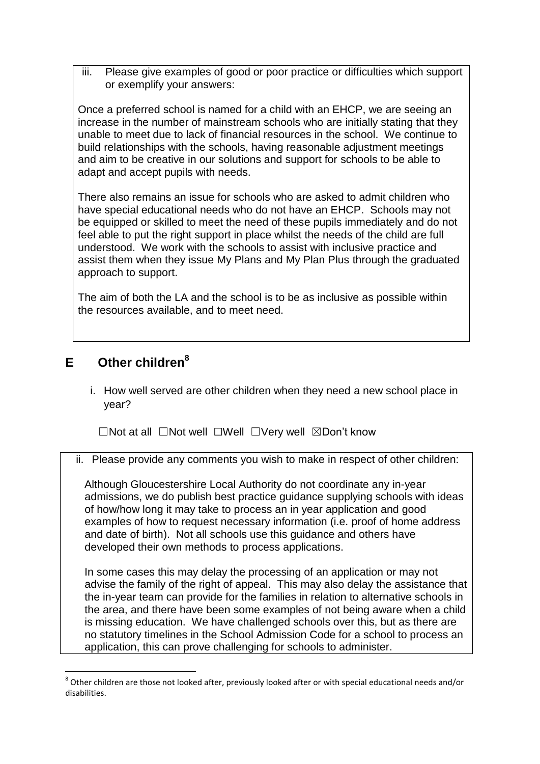iii. Please give examples of good or poor practice or difficulties which support or exemplify your answers:

Once a preferred school is named for a child with an EHCP, we are seeing an increase in the number of mainstream schools who are initially stating that they unable to meet due to lack of financial resources in the school. We continue to build relationships with the schools, having reasonable adjustment meetings and aim to be creative in our solutions and support for schools to be able to adapt and accept pupils with needs.

There also remains an issue for schools who are asked to admit children who have special educational needs who do not have an EHCP. Schools may not be equipped or skilled to meet the need of these pupils immediately and do not feel able to put the right support in place whilst the needs of the child are full understood. We work with the schools to assist with inclusive practice and assist them when they issue My Plans and My Plan Plus through the graduated approach to support.

The aim of both the LA and the school is to be as inclusive as possible within the resources available, and to meet need.

## E Other children[8]

i. How well served are other children when they need a new school place in year?

☐Not at all ☐Not well ☐Well ☐Very well ☒Don't know

ii. Please provide any comments you wish to make in respect of other children:

Although Gloucestershire Local Authority do not coordinate any in-year admissions, we do publish best practice guidance supplying schools with ideas of how/how long it may take to process an in year application and good examples of how to request necessary information (i.e. proof of home address and date of birth). Not all schools use this guidance and others have developed their own methods to process applications.

In some cases this may delay the processing of an application or may not advise the family of the right of appeal. This may also delay the assistance that the in-year team can provide for the families in relation to alternative schools in the area, and there have been some examples of not being aware when a child is missing education. We have challenged schools over this, but as there are no statutory timelines in the School Admission Code for a school to process an application, this can prove challenging for schools to administer.

[8] Other children are those not looked after, previously looked after or with special educational needs and/or disabilities.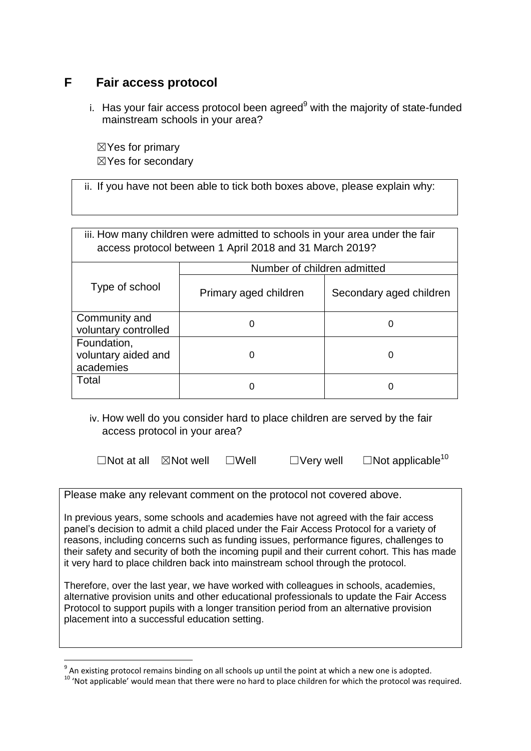## F Fair access protocol

i. Has your fair access protocol been agreed[9] with the majority of state-funded mainstream schools in your area?

☒Yes for primary
☒Yes for secondary

ii. If you have not been able to tick both boxes above, please explain why:

iii. How many children were admitted to schools in your area under the fair access protocol between 1 April 2018 and 31 March 2019?

| Type of school | Number of children admitted | |
|---|---|---|
| | Primary aged children | Secondary aged children |
| Community and voluntary controlled | 0 | 0 |
| Foundation, voluntary aided and academies | 0 | 0 |
| Total | 0 | 0 |

iv. How well do you consider hard to place children are served by the fair access protocol in your area?

☐Not at all ☒Not well ☐Well ☐Very well ☐Not applicable[10]

Please make any relevant comment on the protocol not covered above.

In previous years, some schools and academies have not agreed with the fair access panel's decision to admit a child placed under the Fair Access Protocol for a variety of reasons, including concerns such as funding issues, performance figures, challenges to their safety and security of both the incoming pupil and their current cohort. This has made it very hard to place children back into mainstream school through the protocol.

Therefore, over the last year, we have worked with colleagues in schools, academies, alternative provision units and other educational professionals to update the Fair Access Protocol to support pupils with a longer transition period from an alternative provision placement into a successful education setting.

[9] An existing protocol remains binding on all schools up until the point at which a new one is adopted.

[10] 'Not applicable' would mean that there were no hard to place children for which the protocol was required.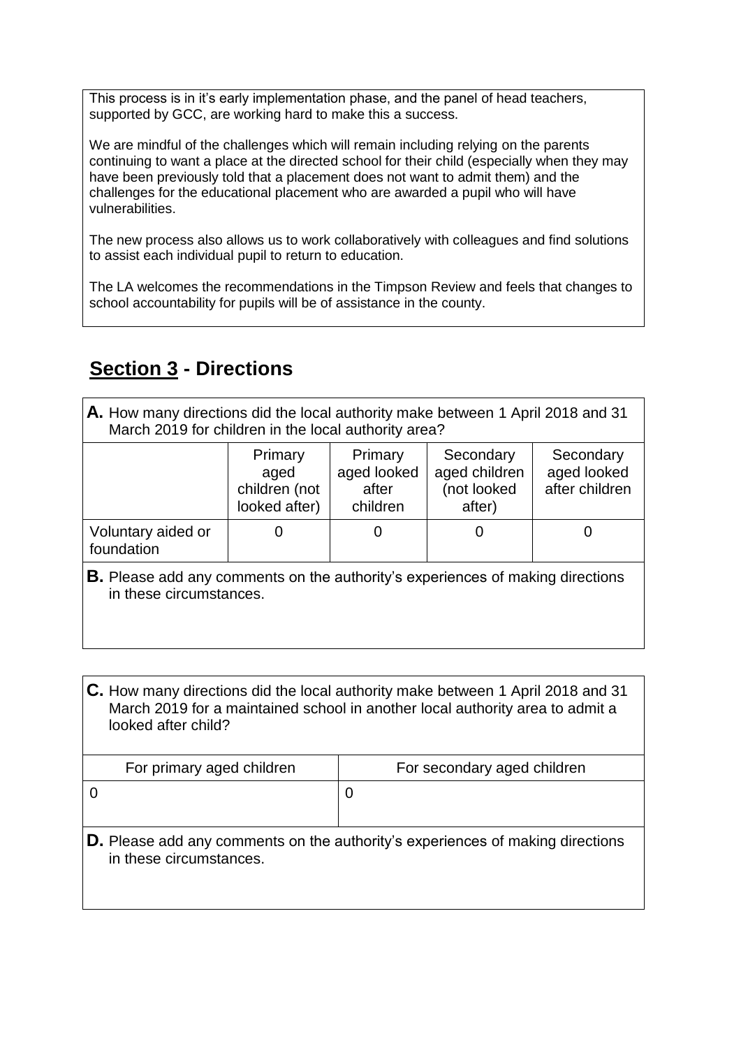This process is in it's early implementation phase, and the panel of head teachers, supported by GCC, are working hard to make this a success.

We are mindful of the challenges which will remain including relying on the parents continuing to want a place at the directed school for their child (especially when they may have been previously told that a placement does not want to admit them) and the challenges for the educational placement who are awarded a pupil who will have vulnerabilities.

The new process also allows us to work collaboratively with colleagues and find solutions to assist each individual pupil to return to education.

The LA welcomes the recommendations in the Timpson Review and feels that changes to school accountability for pupils will be of assistance in the county.

## Section 3 - Directions

**A.** How many directions did the local authority make between 1 April 2018 and 31 March 2019 for children in the local authority area?

| | Primary aged children (not looked after) | Primary aged looked after children | Secondary aged children (not looked after) | Secondary aged looked after children |
|---|---|---|---|---|
| Voluntary aided or foundation | 0 | 0 | 0 | 0 |

**B.** Please add any comments on the authority's experiences of making directions in these circumstances.

**C.** How many directions did the local authority make between 1 April 2018 and 31 March 2019 for a maintained school in another local authority area to admit a looked after child?

| For primary aged children | For secondary aged children |
|---|---|
| 0 | 0 |

**D.** Please add any comments on the authority's experiences of making directions in these circumstances.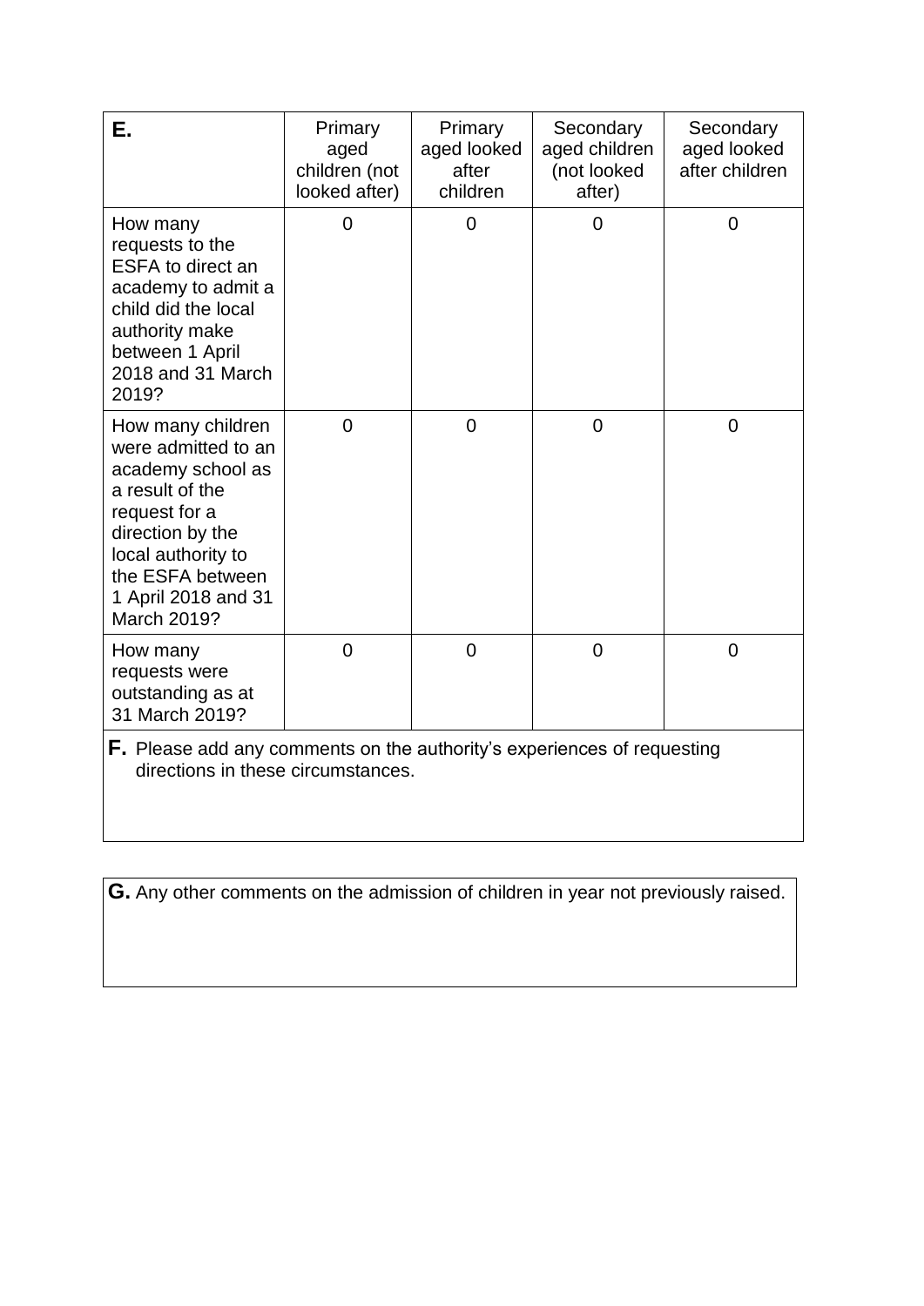| **E.** | Primary aged children (not looked after) | Primary aged looked after children | Secondary aged children (not looked after) | Secondary aged looked after children |
|---|---|---|---|---|
| How many requests to the ESFA to direct an academy to admit a child did the local authority make between 1 April 2018 and 31 March 2019? | 0 | 0 | 0 | 0 |
| How many children were admitted to an academy school as a result of the request for a direction by the local authority to the ESFA between 1 April 2018 and 31 March 2019? | 0 | 0 | 0 | 0 |
| How many requests were outstanding as at 31 March 2019? | 0 | 0 | 0 | 0 |

**F.** Please add any comments on the authority's experiences of requesting directions in these circumstances.

**G.** Any other comments on the admission of children in year not previously raised.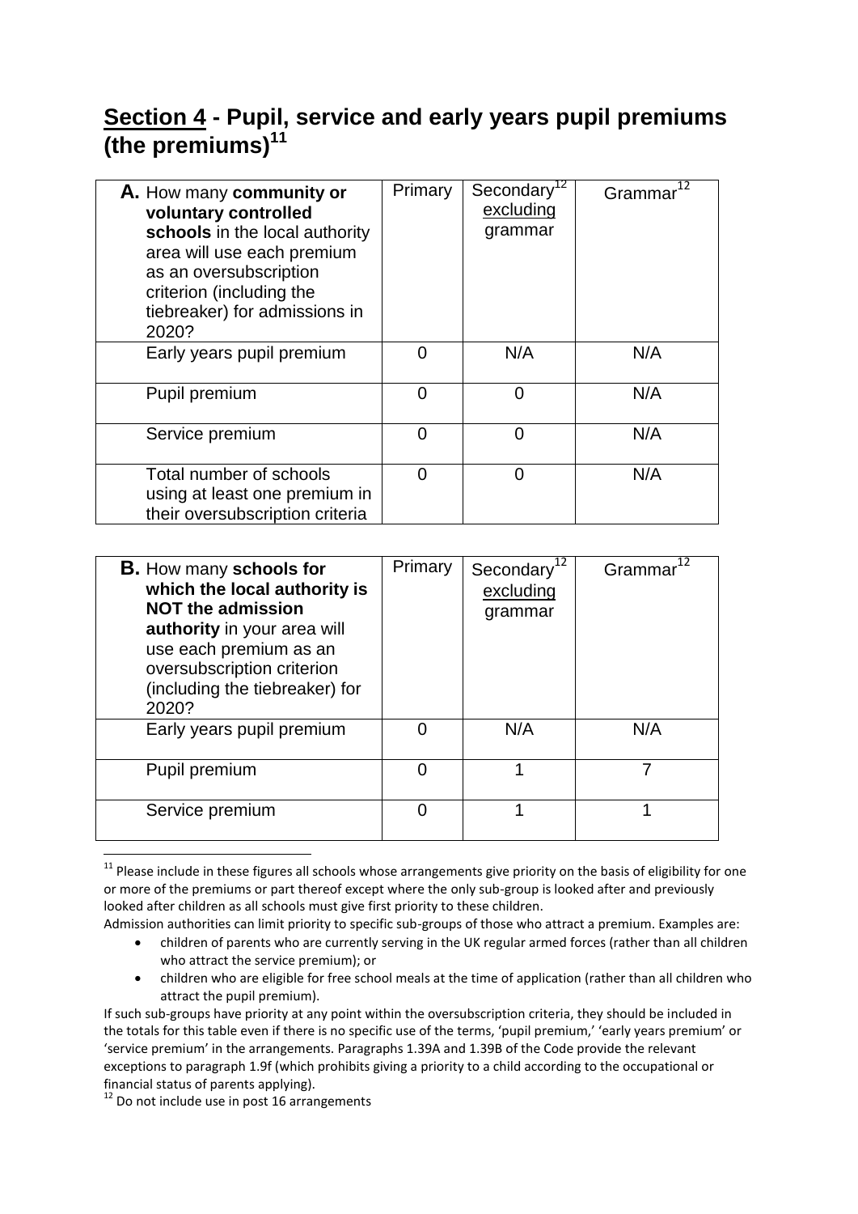## Section 4 - Pupil, service and early years pupil premiums (the premiums)[11]

| **A.** How many **community or voluntary controlled schools** in the local authority area will use each premium as an oversubscription criterion (including the tiebreaker) for admissions in 2020? | Primary | Secondary[12] excluding grammar | Grammar[12] |
|---|---|---|---|
| Early years pupil premium | 0 | N/A | N/A |
| Pupil premium | 0 | 0 | N/A |
| Service premium | 0 | 0 | N/A |
| Total number of schools using at least one premium in their oversubscription criteria | 0 | 0 | N/A |

| **B.** How many **schools for which the local authority is NOT the admission authority** in your area will use each premium as an oversubscription criterion (including the tiebreaker) for 2020? | Primary | Secondary[12] excluding grammar | Grammar[12] |
|---|---|---|---|
| Early years pupil premium | 0 | N/A | N/A |
| Pupil premium | 0 | 1 | 7 |
| Service premium | 0 | 1 | 1 |

[11] Please include in these figures all schools whose arrangements give priority on the basis of eligibility for one or more of the premiums or part thereof except where the only sub-group is looked after and previously looked after children as all schools must give first priority to these children.

Admission authorities can limit priority to specific sub-groups of those who attract a premium. Examples are:

- children of parents who are currently serving in the UK regular armed forces (rather than all children who attract the service premium); or
- children who are eligible for free school meals at the time of application (rather than all children who attract the pupil premium).

If such sub-groups have priority at any point within the oversubscription criteria, they should be included in the totals for this table even if there is no specific use of the terms, 'pupil premium,' 'early years premium' or 'service premium' in the arrangements. Paragraphs 1.39A and 1.39B of the Code provide the relevant exceptions to paragraph 1.9f (which prohibits giving a priority to a child according to the occupational or financial status of parents applying).

[12] Do not include use in post 16 arrangements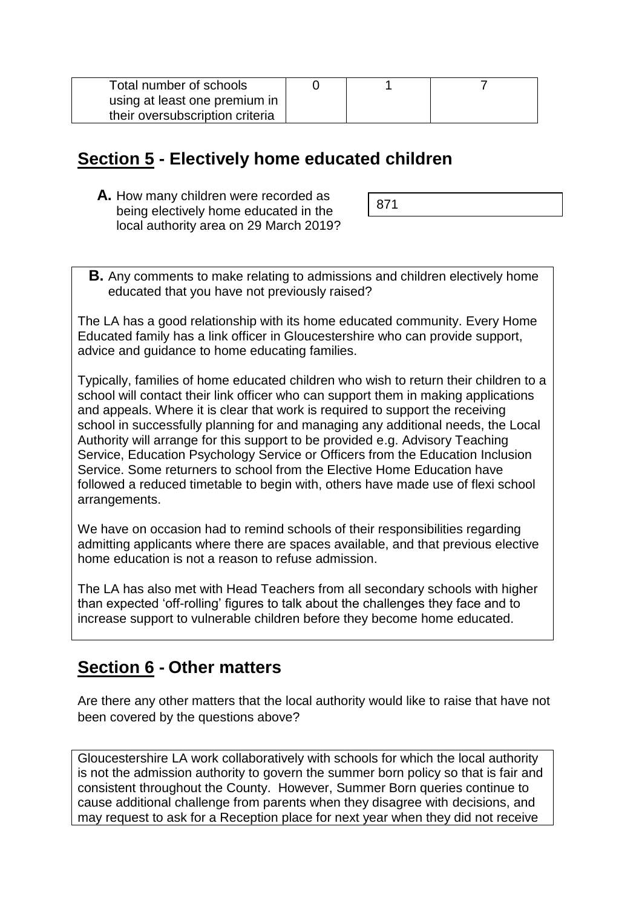| Total number of schools using at least one premium in their oversubscription criteria | 0 | 1 | 7 |
|---|---|---|---|

## Section 5 - Electively home educated children

**A.** How many children were recorded as being electively home educated in the local authority area on 29 March 2019?

871

**B.** Any comments to make relating to admissions and children electively home educated that you have not previously raised?

The LA has a good relationship with its home educated community. Every Home Educated family has a link officer in Gloucestershire who can provide support, advice and guidance to home educating families.

Typically, families of home educated children who wish to return their children to a school will contact their link officer who can support them in making applications and appeals. Where it is clear that work is required to support the receiving school in successfully planning for and managing any additional needs, the Local Authority will arrange for this support to be provided e.g. Advisory Teaching Service, Education Psychology Service or Officers from the Education Inclusion Service. Some returners to school from the Elective Home Education have followed a reduced timetable to begin with, others have made use of flexi school arrangements.

We have on occasion had to remind schools of their responsibilities regarding admitting applicants where there are spaces available, and that previous elective home education is not a reason to refuse admission.

The LA has also met with Head Teachers from all secondary schools with higher than expected 'off-rolling' figures to talk about the challenges they face and to increase support to vulnerable children before they become home educated.

## Section 6 - Other matters

Are there any other matters that the local authority would like to raise that have not been covered by the questions above?

Gloucestershire LA work collaboratively with schools for which the local authority is not the admission authority to govern the summer born policy so that is fair and consistent throughout the County. However, Summer Born queries continue to cause additional challenge from parents when they disagree with decisions, and may request to ask for a Reception place for next year when they did not receive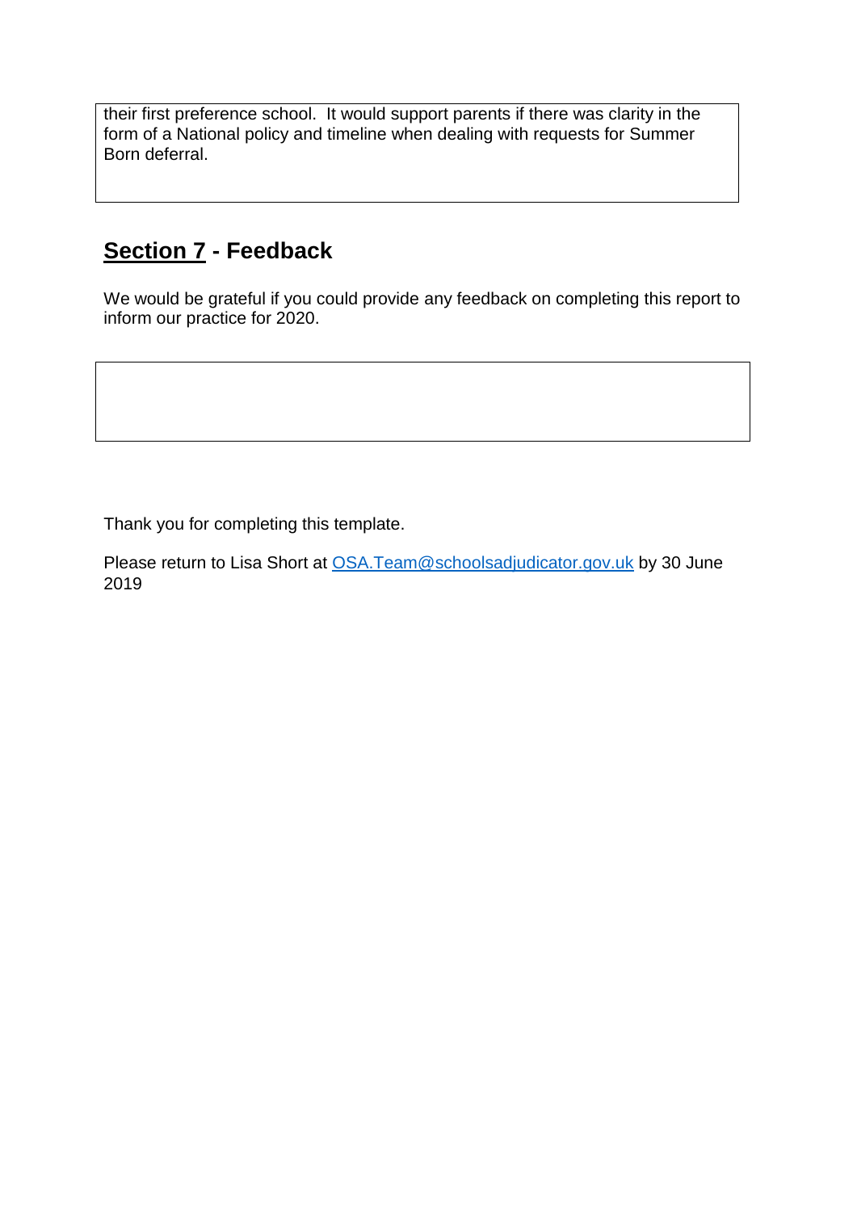their first preference school. It would support parents if there was clarity in the form of a National policy and timeline when dealing with requests for Summer Born deferral.

## Section 7 - Feedback

We would be grateful if you could provide any feedback on completing this report to inform our practice for 2020.

Thank you for completing this template.

Please return to Lisa Short at OSA.Team@schoolsadjudicator.gov.uk by 30 June 2019